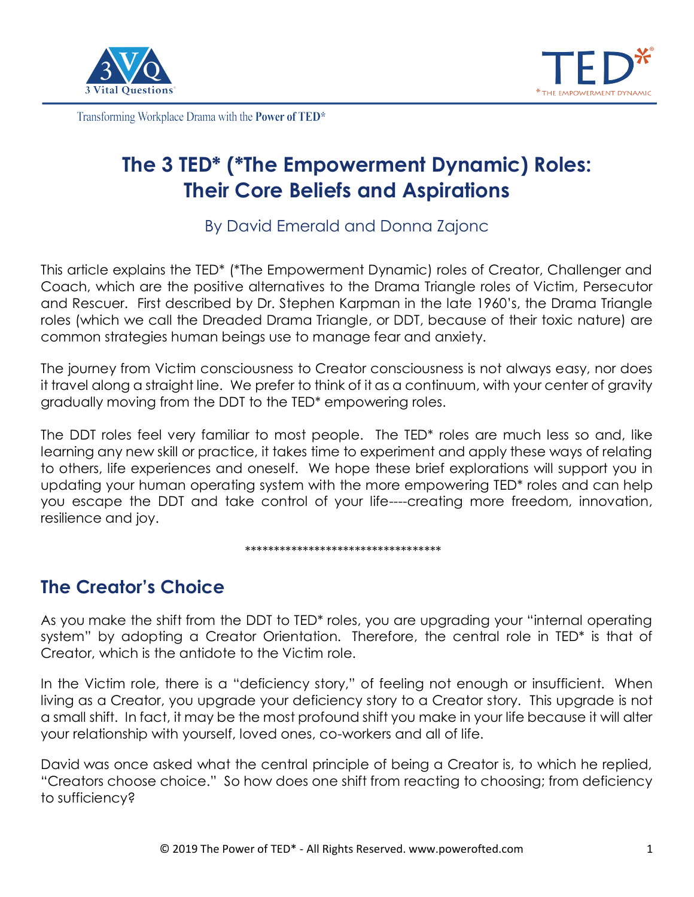# The 3 TED* (*The Empowerment Dynamic) Roles: Their Core Beliefs and Aspirations

By David Emerald and Donna Zajonc

This article explains the TED* (*The Empowerment Dynamic) roles of Creator, Challenger and Coach, which are the positive alternatives to the Drama Triangle roles of Victim, Persecutor and Rescuer. First described by Dr. Stephen Karpman in the late 1960's, the Drama Triangle roles (which we call the Dreaded Drama Triangle, or DDT, because of their toxic nature) are common strategies human beings use to manage fear and anxiety.

The journey from Victim consciousness to Creator consciousness is not always easy, nor does it travel along a straight line. We prefer to think of it as a continuum, with your center of gravity gradually moving from the DDT to the TED* empowering roles.

The DDT roles feel very familiar to most people. The TED* roles are much less so and, like learning any new skill or practice, it takes time to experiment and apply these ways of relating to others, life experiences and oneself. We hope these brief explorations will support you in updating your human operating system with the more empowering TED* roles and can help you escape the DDT and take control of your life----creating more freedom, innovation, resilience and joy.

**********************************

## The Creator's Choice

As you make the shift from the DDT to TED* roles, you are upgrading your "internal operating system" by adopting a Creator Orientation. Therefore, the central role in TED* is that of Creator, which is the antidote to the Victim role.

In the Victim role, there is a "deficiency story," of feeling not enough or insufficient. When living as a Creator, you upgrade your deficiency story to a Creator story. This upgrade is not a small shift. In fact, it may be the most profound shift you make in your life because it will alter your relationship with yourself, loved ones, co-workers and all of life.

David was once asked what the central principle of being a Creator is, to which he replied, "Creators choose choice." So how does one shift from reacting to choosing; from deficiency to sufficiency?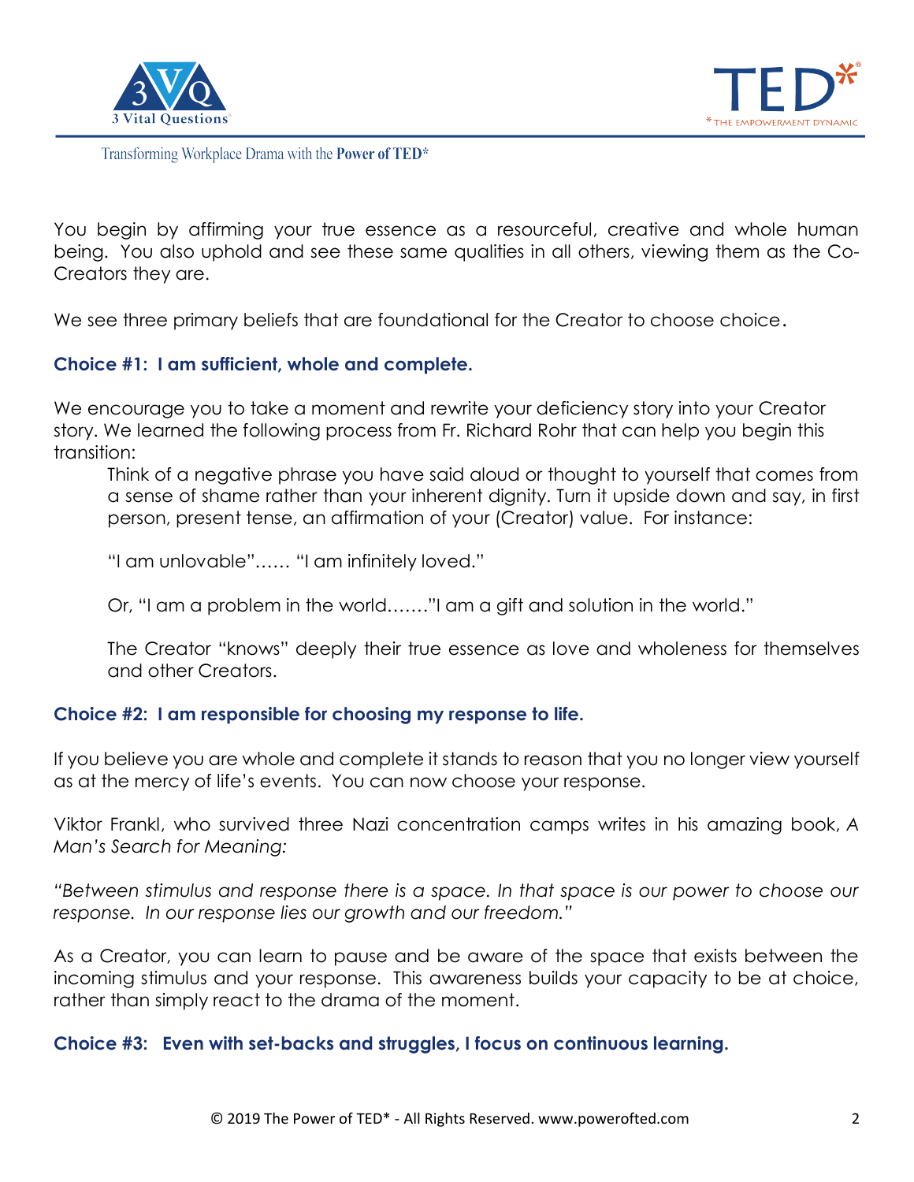You begin by affirming your true essence as a resourceful, creative and whole human being. You also uphold and see these same qualities in all others, viewing them as the Co-Creators they are.

We see three primary beliefs that are foundational for the Creator to choose choice.

**Choice #1: I am sufficient, whole and complete.**

We encourage you to take a moment and rewrite your deficiency story into your Creator story. We learned the following process from Fr. Richard Rohr that can help you begin this transition:

> Think of a negative phrase you have said aloud or thought to yourself that comes from a sense of shame rather than your inherent dignity. Turn it upside down and say, in first person, present tense, an affirmation of your (Creator) value. For instance:
>
> "I am unlovable"…… "I am infinitely loved."
>
> Or, "I am a problem in the world……."I am a gift and solution in the world."
>
> The Creator "knows" deeply their true essence as love and wholeness for themselves and other Creators.

**Choice #2: I am responsible for choosing my response to life.**

If you believe you are whole and complete it stands to reason that you no longer view yourself as at the mercy of life's events. You can now choose your response.

Viktor Frankl, who survived three Nazi concentration camps writes in his amazing book, *A Man's Search for Meaning:*

*"Between stimulus and response there is a space. In that space is our power to choose our response. In our response lies our growth and our freedom."*

As a Creator, you can learn to pause and be aware of the space that exists between the incoming stimulus and your response. This awareness builds your capacity to be at choice, rather than simply react to the drama of the moment.

**Choice #3: Even with set-backs and struggles, I focus on continuous learning.**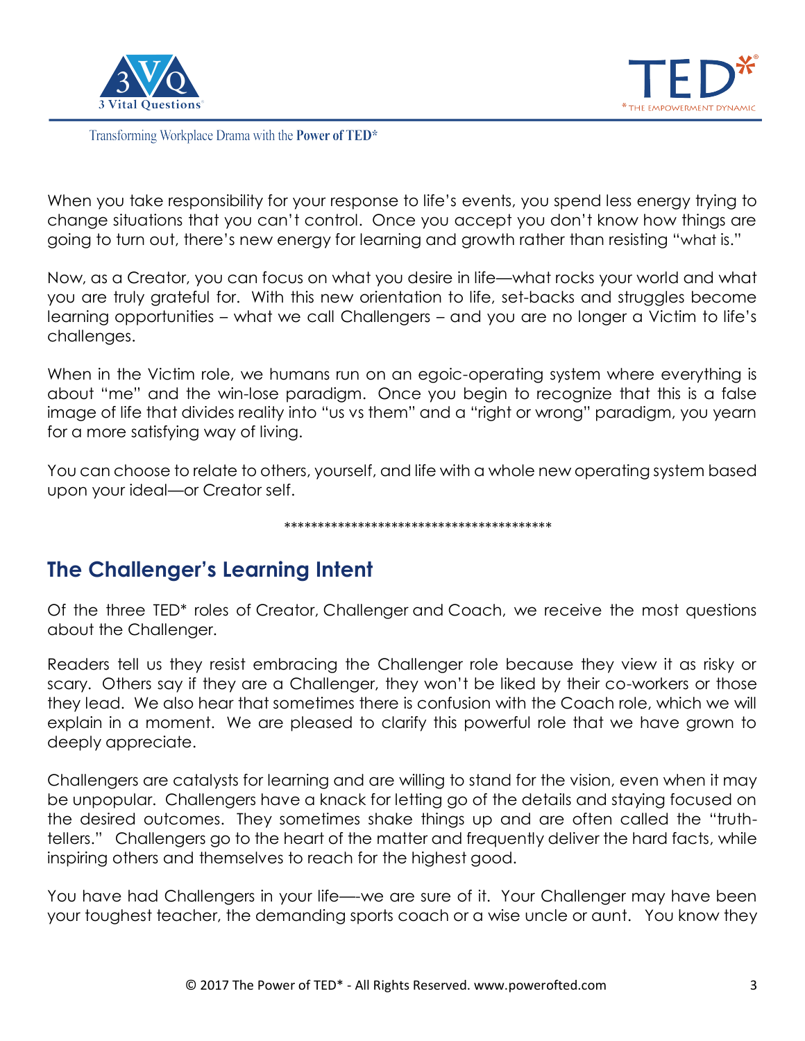When you take responsibility for your response to life's events, you spend less energy trying to change situations that you can't control. Once you accept you don't know how things are going to turn out, there's new energy for learning and growth rather than resisting "what is."

Now, as a Creator, you can focus on what you desire in life—what rocks your world and what you are truly grateful for. With this new orientation to life, set-backs and struggles become learning opportunities – what we call Challengers – and you are no longer a Victim to life's challenges.

When in the Victim role, we humans run on an egoic-operating system where everything is about "me" and the win-lose paradigm. Once you begin to recognize that this is a false image of life that divides reality into "us vs them" and a "right or wrong" paradigm, you yearn for a more satisfying way of living.

You can choose to relate to others, yourself, and life with a whole new operating system based upon your ideal—or Creator self.

****************************************

## The Challenger's Learning Intent

Of the three TED* roles of Creator, Challenger and Coach, we receive the most questions about the Challenger.

Readers tell us they resist embracing the Challenger role because they view it as risky or scary. Others say if they are a Challenger, they won't be liked by their co-workers or those they lead. We also hear that sometimes there is confusion with the Coach role, which we will explain in a moment. We are pleased to clarify this powerful role that we have grown to deeply appreciate.

Challengers are catalysts for learning and are willing to stand for the vision, even when it may be unpopular. Challengers have a knack for letting go of the details and staying focused on the desired outcomes. They sometimes shake things up and are often called the "truth-tellers." Challengers go to the heart of the matter and frequently deliver the hard facts, while inspiring others and themselves to reach for the highest good.

You have had Challengers in your life—-we are sure of it. Your Challenger may have been your toughest teacher, the demanding sports coach or a wise uncle or aunt. You know they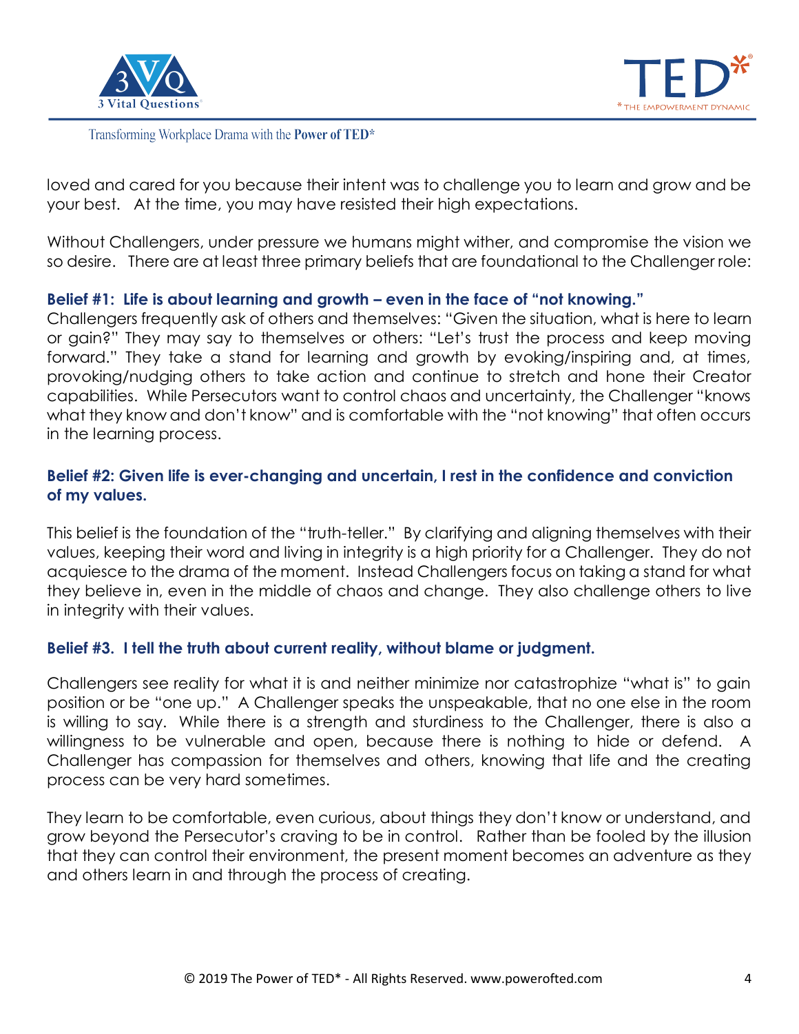loved and cared for you because their intent was to challenge you to learn and grow and be your best. At the time, you may have resisted their high expectations.

Without Challengers, under pressure we humans might wither, and compromise the vision we so desire. There are at least three primary beliefs that are foundational to the Challenger role:

**Belief #1: Life is about learning and growth – even in the face of "not knowing."**

Challengers frequently ask of others and themselves: "Given the situation, what is here to learn or gain?" They may say to themselves or others: "Let's trust the process and keep moving forward." They take a stand for learning and growth by evoking/inspiring and, at times, provoking/nudging others to take action and continue to stretch and hone their Creator capabilities. While Persecutors want to control chaos and uncertainty, the Challenger "knows what they know and don't know" and is comfortable with the "not knowing" that often occurs in the learning process.

**Belief #2: Given life is ever-changing and uncertain, I rest in the confidence and conviction of my values.**

This belief is the foundation of the "truth-teller." By clarifying and aligning themselves with their values, keeping their word and living in integrity is a high priority for a Challenger. They do not acquiesce to the drama of the moment. Instead Challengers focus on taking a stand for what they believe in, even in the middle of chaos and change. They also challenge others to live in integrity with their values.

**Belief #3. I tell the truth about current reality, without blame or judgment.**

Challengers see reality for what it is and neither minimize nor catastrophize "what is" to gain position or be "one up." A Challenger speaks the unspeakable, that no one else in the room is willing to say. While there is a strength and sturdiness to the Challenger, there is also a willingness to be vulnerable and open, because there is nothing to hide or defend. A Challenger has compassion for themselves and others, knowing that life and the creating process can be very hard sometimes.

They learn to be comfortable, even curious, about things they don't know or understand, and grow beyond the Persecutor's craving to be in control. Rather than be fooled by the illusion that they can control their environment, the present moment becomes an adventure as they and others learn in and through the process of creating.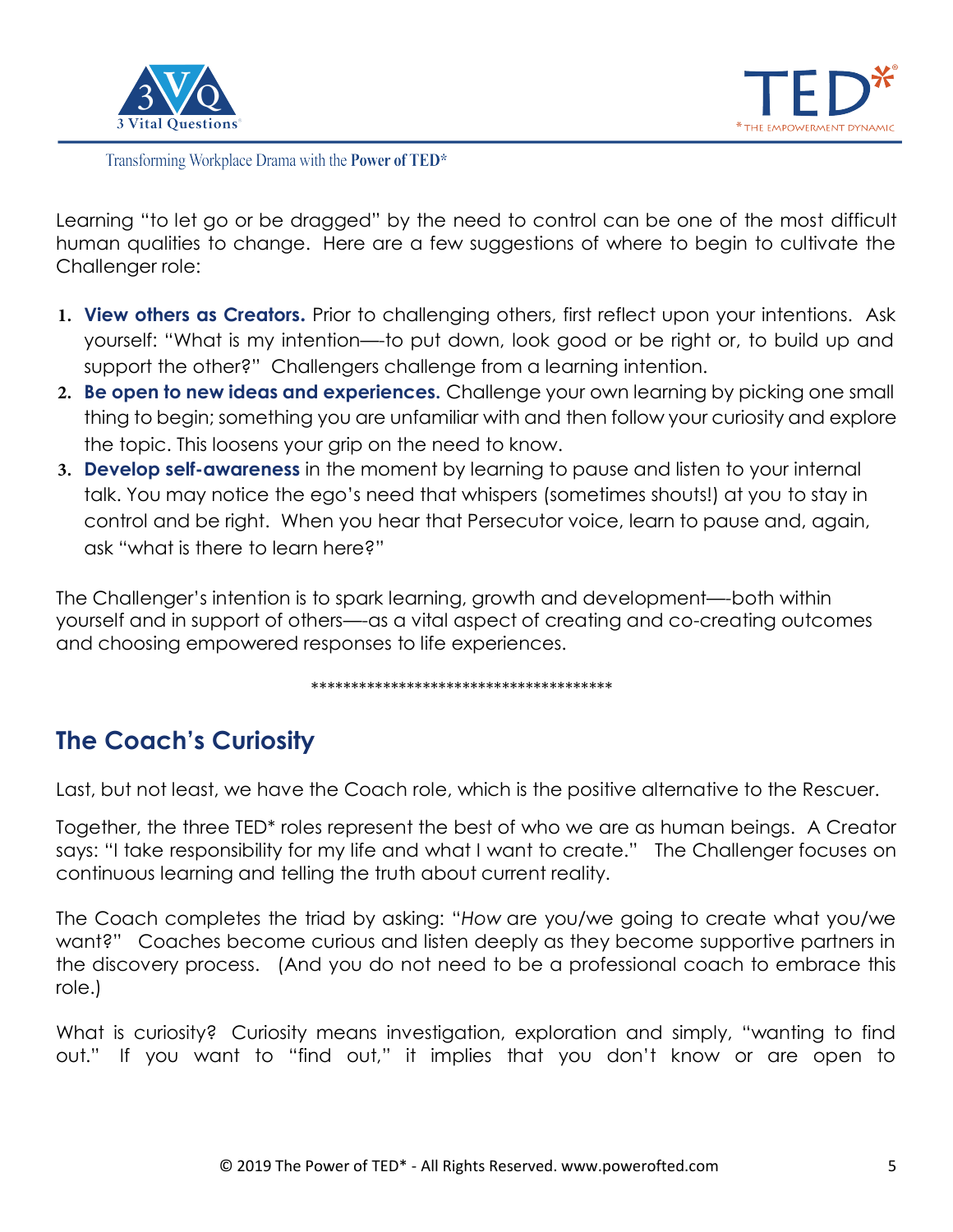Learning "to let go or be dragged" by the need to control can be one of the most difficult human qualities to change. Here are a few suggestions of where to begin to cultivate the Challenger role:

1. **View others as Creators.** Prior to challenging others, first reflect upon your intentions. Ask yourself: "What is my intention—-to put down, look good or be right or, to build up and support the other?" Challengers challenge from a learning intention.
2. **Be open to new ideas and experiences.** Challenge your own learning by picking one small thing to begin; something you are unfamiliar with and then follow your curiosity and explore the topic. This loosens your grip on the need to know.
3. **Develop self-awareness** in the moment by learning to pause and listen to your internal talk. You may notice the ego's need that whispers (sometimes shouts!) at you to stay in control and be right. When you hear that Persecutor voice, learn to pause and, again, ask "what is there to learn here?"

The Challenger's intention is to spark learning, growth and development—-both within yourself and in support of others—-as a vital aspect of creating and co-creating outcomes and choosing empowered responses to life experiences.

**************************************

## The Coach's Curiosity

Last, but not least, we have the Coach role, which is the positive alternative to the Rescuer.

Together, the three TED* roles represent the best of who we are as human beings. A Creator says: "I take responsibility for my life and what I want to create." The Challenger focuses on continuous learning and telling the truth about current reality.

The Coach completes the triad by asking: "*How* are you/we going to create what you/we want?" Coaches become curious and listen deeply as they become supportive partners in the discovery process. (And you do not need to be a professional coach to embrace this role.)

What is curiosity? Curiosity means investigation, exploration and simply, "wanting to find out." If you want to "find out," it implies that you don't know or are open to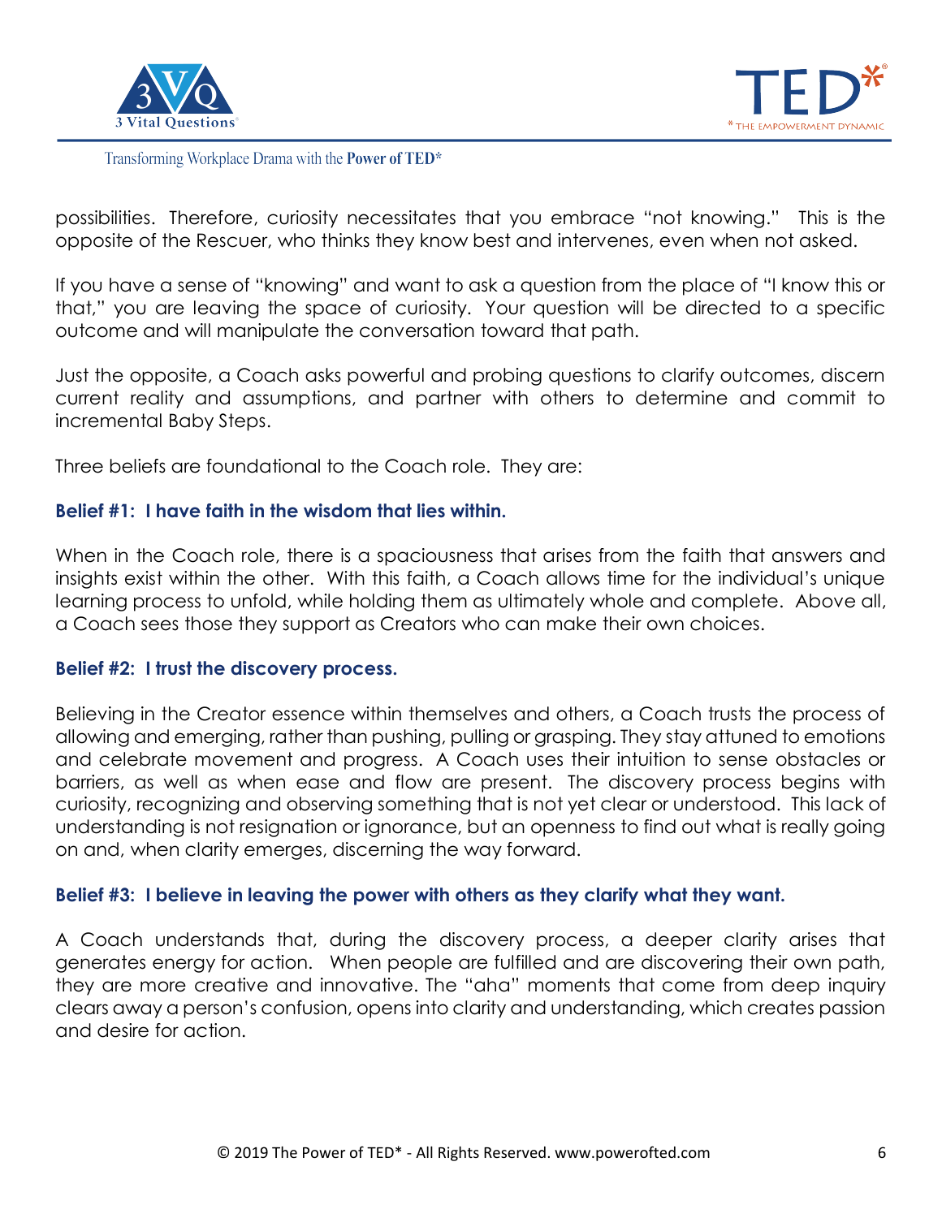possibilities. Therefore, curiosity necessitates that you embrace "not knowing." This is the opposite of the Rescuer, who thinks they know best and intervenes, even when not asked.

If you have a sense of "knowing" and want to ask a question from the place of "I know this or that," you are leaving the space of curiosity. Your question will be directed to a specific outcome and will manipulate the conversation toward that path.

Just the opposite, a Coach asks powerful and probing questions to clarify outcomes, discern current reality and assumptions, and partner with others to determine and commit to incremental Baby Steps.

Three beliefs are foundational to the Coach role. They are:

**Belief #1: I have faith in the wisdom that lies within.**

When in the Coach role, there is a spaciousness that arises from the faith that answers and insights exist within the other. With this faith, a Coach allows time for the individual's unique learning process to unfold, while holding them as ultimately whole and complete. Above all, a Coach sees those they support as Creators who can make their own choices.

**Belief #2: I trust the discovery process.**

Believing in the Creator essence within themselves and others, a Coach trusts the process of allowing and emerging, rather than pushing, pulling or grasping. They stay attuned to emotions and celebrate movement and progress. A Coach uses their intuition to sense obstacles or barriers, as well as when ease and flow are present. The discovery process begins with curiosity, recognizing and observing something that is not yet clear or understood. This lack of understanding is not resignation or ignorance, but an openness to find out what is really going on and, when clarity emerges, discerning the way forward.

**Belief #3: I believe in leaving the power with others as they clarify what they want.**

A Coach understands that, during the discovery process, a deeper clarity arises that generates energy for action. When people are fulfilled and are discovering their own path, they are more creative and innovative. The "aha" moments that come from deep inquiry clears away a person's confusion, opens into clarity and understanding, which creates passion and desire for action.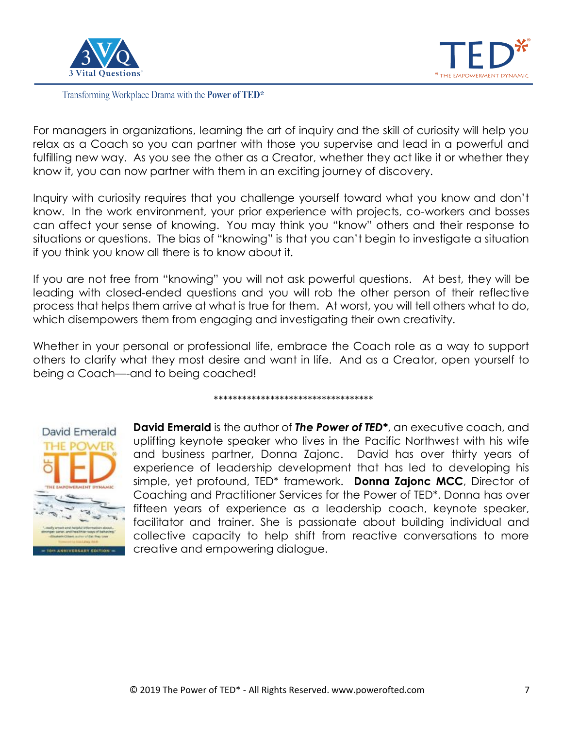For managers in organizations, learning the art of inquiry and the skill of curiosity will help you relax as a Coach so you can partner with those you supervise and lead in a powerful and fulfilling new way. As you see the other as a Creator, whether they act like it or whether they know it, you can now partner with them in an exciting journey of discovery.

Inquiry with curiosity requires that you challenge yourself toward what you know and don't know. In the work environment, your prior experience with projects, co-workers and bosses can affect your sense of knowing. You may think you "know" others and their response to situations or questions. The bias of "knowing" is that you can't begin to investigate a situation if you think you know all there is to know about it.

If you are not free from "knowing" you will not ask powerful questions. At best, they will be leading with closed-ended questions and you will rob the other person of their reflective process that helps them arrive at what is true for them. At worst, you will tell others what to do, which disempowers them from engaging and investigating their own creativity.

Whether in your personal or professional life, embrace the Coach role as a way to support others to clarify what they most desire and want in life. And as a Creator, open yourself to being a Coach—-and to being coached!

**********************************

**David Emerald** is the author of ***The Power of TED****, an executive coach, and uplifting keynote speaker who lives in the Pacific Northwest with his wife and business partner, Donna Zajonc. David has over thirty years of experience of leadership development that has led to developing his simple, yet profound, TED* framework. **Donna Zajonc MCC**, Director of Coaching and Practitioner Services for the Power of TED*. Donna has over fifteen years of experience as a leadership coach, keynote speaker, facilitator and trainer. She is passionate about building individual and collective capacity to help shift from reactive conversations to more creative and empowering dialogue.